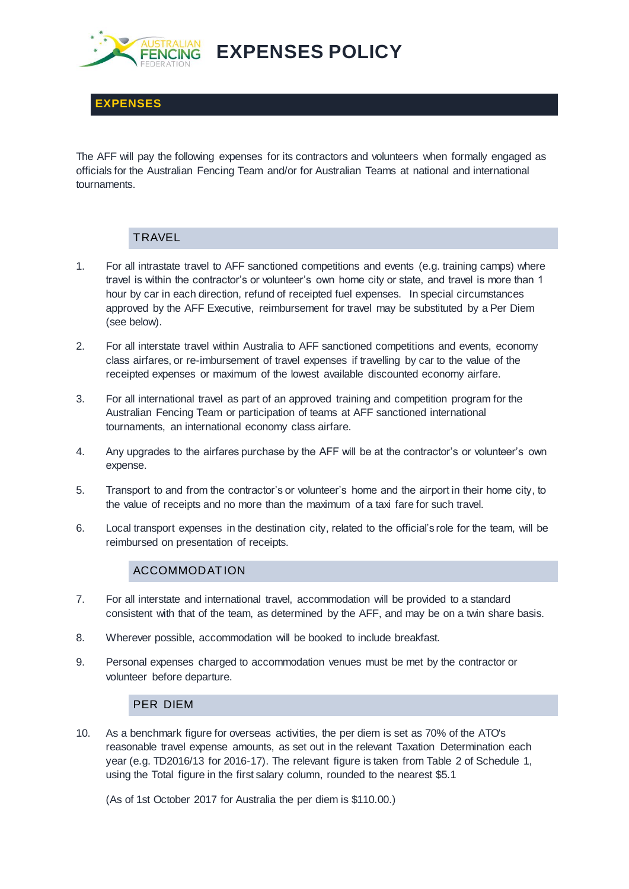# EXPENSES POLICY

## EXPENSES

The AFF will pay the following expenses for its contractors and volunteers when formally engaged as officials for the Australian Fencing Team and/or for Australian Teams at national and international tournaments.

### TRAVEL

1. For all intrastate travel to AFF sanctioned competitions and events (e.g. training camps) where travel is within the contractor's or volunteer's own home city or state, and travel is more than 1 hour by car in each direction, refund of receipted fuel expenses. In special circumstances approved by the AFF Executive, reimbursement for travel may be substituted by a Per Diem (see below).

2. For all interstate travel within Australia to AFF sanctioned competitions and events, economy class airfares, or re-imbursement of travel expenses if travelling by car to the value of the receipted expenses or maximum of the lowest available discounted economy airfare.

3. For all international travel as part of an approved training and competition program for the Australian Fencing Team or participation of teams at AFF sanctioned international tournaments, an international economy class airfare.

4. Any upgrades to the airfares purchase by the AFF will be at the contractor's or volunteer's own expense.

5. Transport to and from the contractor's or volunteer's home and the airport in their home city, to the value of receipts and no more than the maximum of a taxi fare for such travel.

6. Local transport expenses in the destination city, related to the official's role for the team, will be reimbursed on presentation of receipts.

### ACCOMMODATION

7. For all interstate and international travel, accommodation will be provided to a standard consistent with that of the team, as determined by the AFF, and may be on a twin share basis.

8. Wherever possible, accommodation will be booked to include breakfast.

9. Personal expenses charged to accommodation venues must be met by the contractor or volunteer before departure.

### PER DIEM

10. As a benchmark figure for overseas activities, the per diem is set as 70% of the ATO's reasonable travel expense amounts, as set out in the relevant Taxation Determination each year (e.g. TD2016/13 for 2016-17). The relevant figure is taken from Table 2 of Schedule 1, using the Total figure in the first salary column, rounded to the nearest $5.[1]

    (As of 1st October 2017 for Australia the per diem is $110.00.)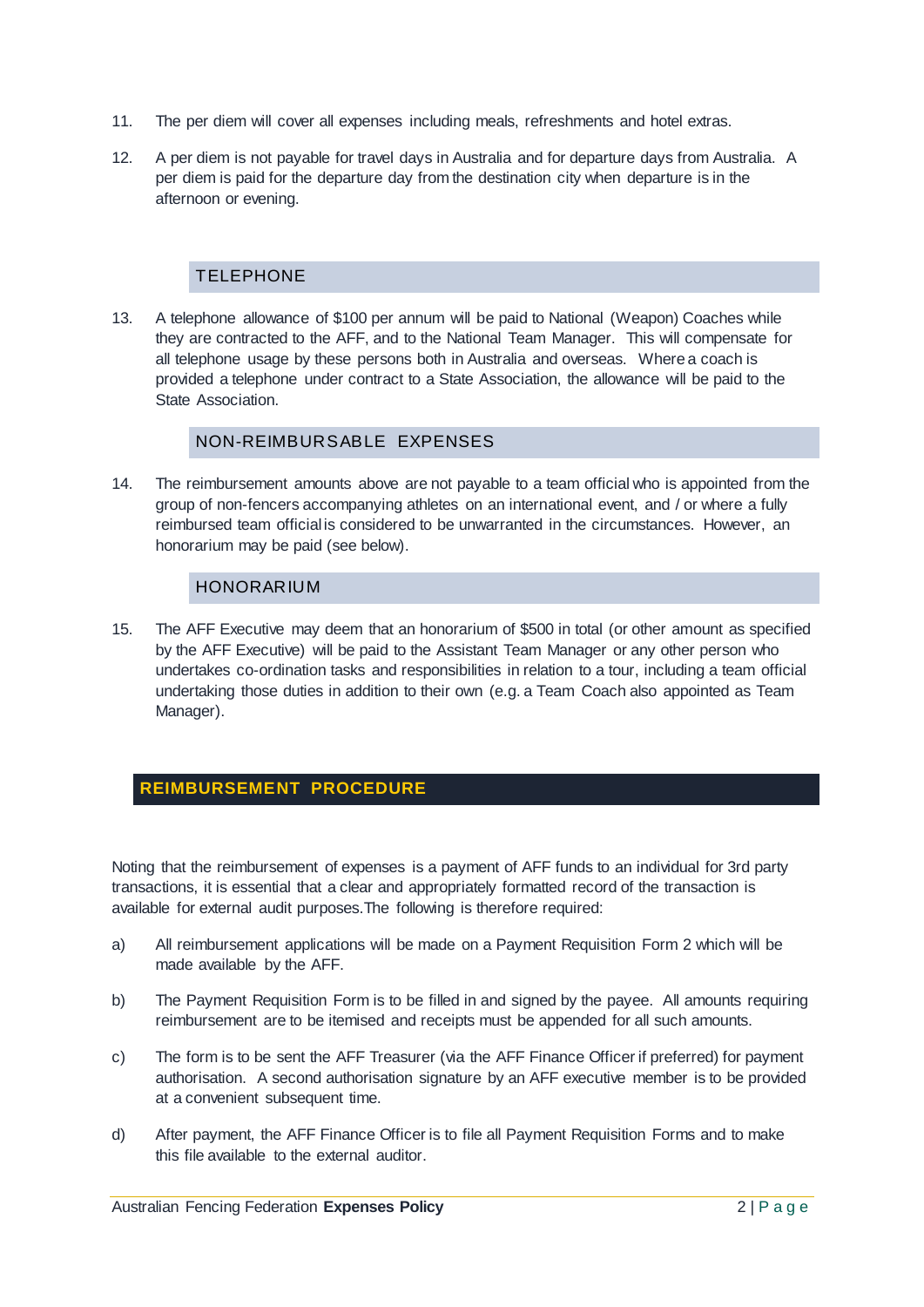11. The per diem will cover all expenses including meals, refreshments and hotel extras.

12. A per diem is not payable for travel days in Australia and for departure days from Australia. A per diem is paid for the departure day from the destination city when departure is in the afternoon or evening.

### TELEPHONE

13. A telephone allowance of $100 per annum will be paid to National (Weapon) Coaches while they are contracted to the AFF, and to the National Team Manager. This will compensate for all telephone usage by these persons both in Australia and overseas. Where a coach is provided a telephone under contract to a State Association, the allowance will be paid to the State Association.

### NON-REIMBURSABLE EXPENSES

14. The reimbursement amounts above are not payable to a team official who is appointed from the group of non-fencers accompanying athletes on an international event, and / or where a fully reimbursed team official is considered to be unwarranted in the circumstances. However, an honorarium may be paid (see below).

### HONORARIUM

15. The AFF Executive may deem that an honorarium of $500 in total (or other amount as specified by the AFF Executive) will be paid to the Assistant Team Manager or any other person who undertakes co-ordination tasks and responsibilities in relation to a tour, including a team official undertaking those duties in addition to their own (e.g. a Team Coach also appointed as Team Manager).

## REIMBURSEMENT PROCEDURE

Noting that the reimbursement of expenses is a payment of AFF funds to an individual for 3rd party transactions, it is essential that a clear and appropriately formatted record of the transaction is available for external audit purposes.The following is therefore required:

a) All reimbursement applications will be made on a Payment Requisition Form 2 which will be made available by the AFF.

b) The Payment Requisition Form is to be filled in and signed by the payee. All amounts requiring reimbursement are to be itemised and receipts must be appended for all such amounts.

c) The form is to be sent the AFF Treasurer (via the AFF Finance Officer if preferred) for payment authorisation. A second authorisation signature by an AFF executive member is to be provided at a convenient subsequent time.

d) After payment, the AFF Finance Officer is to file all Payment Requisition Forms and to make this file available to the external auditor.